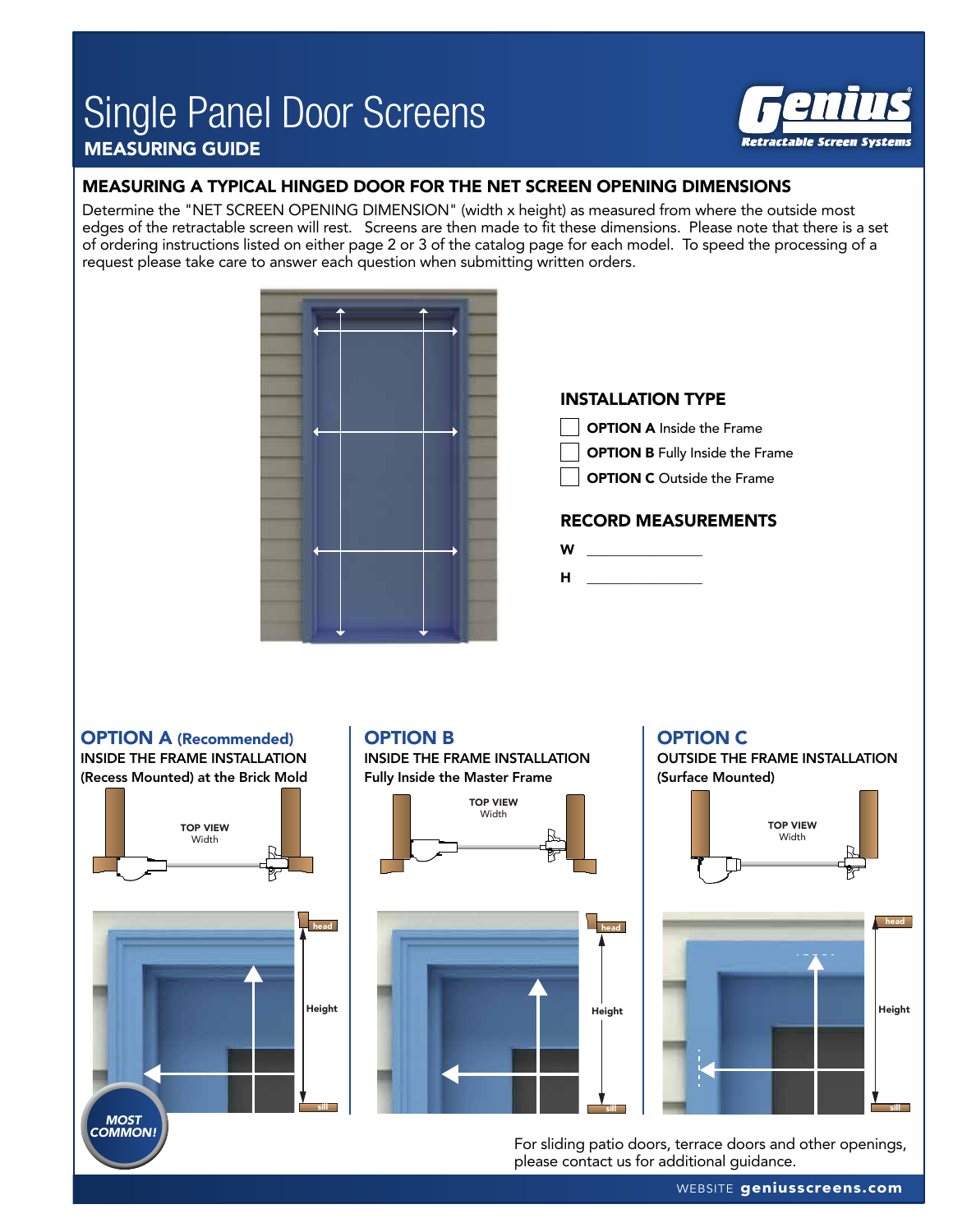# Single Panel Door Screens

## MEASURING GUIDE

Genius® Retractable Screen Systems

### MEASURING A TYPICAL HINGED DOOR FOR THE NET SCREEN OPENING DIMENSIONS

Determine the "NET SCREEN OPENING DIMENSION" (width x height) as measured from where the outside most edges of the retractable screen will rest. Screens are then made to fit these dimensions. Please note that there is a set of ordering instructions listed on either page 2 or 3 of the catalog page for each model. To speed the processing of a request please take care to answer each question when submitting written orders.

### INSTALLATION TYPE

- ☐ **OPTION A** Inside the Frame
- ☐ **OPTION B** Fully Inside the Frame
- ☐ **OPTION C** Outside the Frame

### RECORD MEASUREMENTS

**W** \_\_\_\_\_\_\_\_\_\_\_\_\_\_\_

**H** \_\_\_\_\_\_\_\_\_\_\_\_\_\_\_

### OPTION A (Recommended)

**INSIDE THE FRAME INSTALLATION**
**(Recess Mounted) at the Brick Mold**

TOP VIEW
Width

head
Height
sill

MOST COMMON!

### OPTION B

**INSIDE THE FRAME INSTALLATION**
**Fully Inside the Master Frame**

TOP VIEW
Width

head
Height
sill

### OPTION C

**OUTSIDE THE FRAME INSTALLATION**
**(Surface Mounted)**

TOP VIEW
Width

head
Height
sill

For sliding patio doors, terrace doors and other openings, please contact us for additional guidance.

WEBSITE **geniusscreens.com**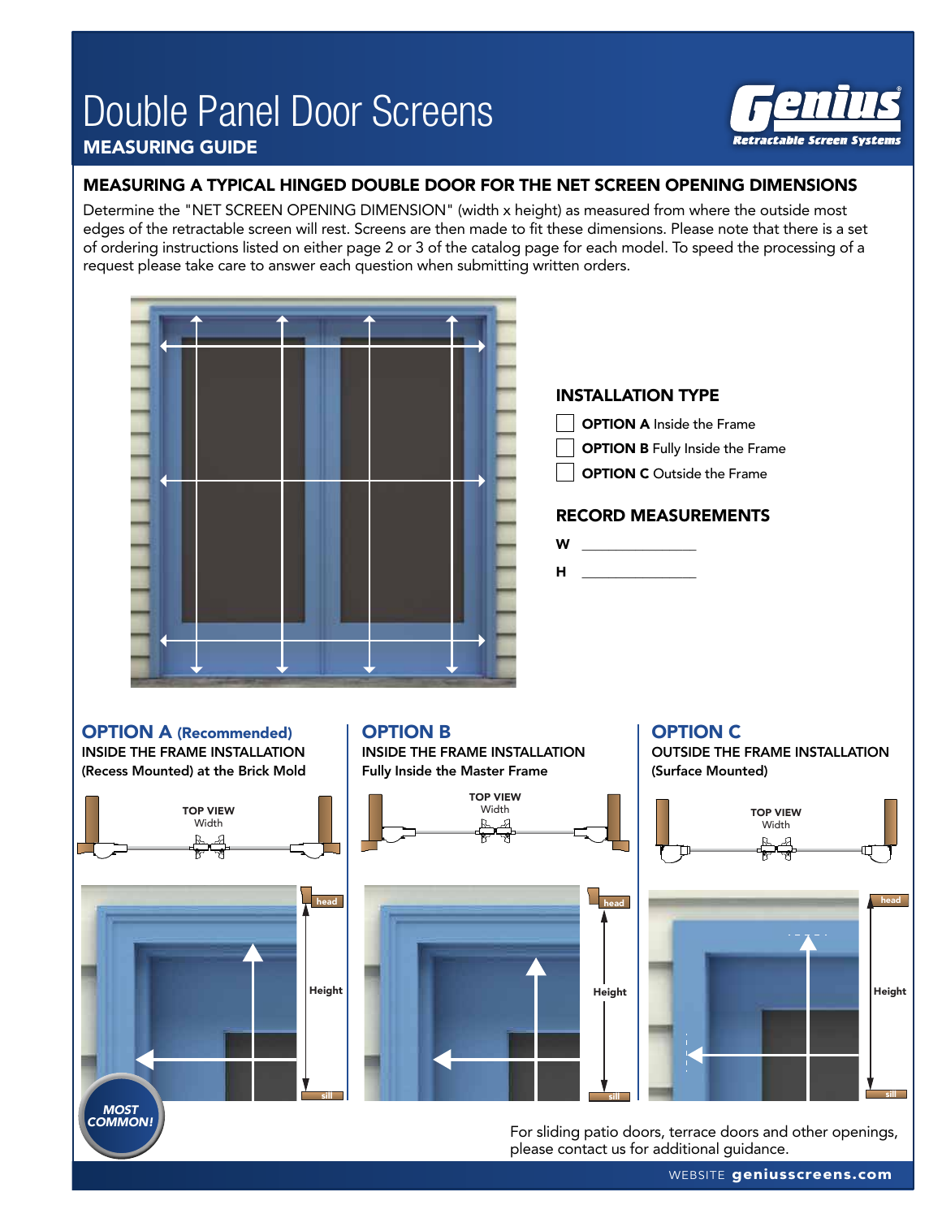# Double Panel Door Screens

**MEASURING GUIDE**

## MEASURING A TYPICAL HINGED DOUBLE DOOR FOR THE NET SCREEN OPENING DIMENSIONS

Determine the "NET SCREEN OPENING DIMENSION" (width x height) as measured from where the outside most edges of the retractable screen will rest. Screens are then made to fit these dimensions. Please note that there is a set of ordering instructions listed on either page 2 or 3 of the catalog page for each model. To speed the processing of a request please take care to answer each question when submitting written orders.

### INSTALLATION TYPE

- ☐ **OPTION A** Inside the Frame
- ☐ **OPTION B** Fully Inside the Frame
- ☐ **OPTION C** Outside the Frame

### RECORD MEASUREMENTS

**W** ______________

**H** ______________

### OPTION A (Recommended)

**INSIDE THE FRAME INSTALLATION**
**(Recess Mounted) at the Brick Mold**

TOP VIEW
Width

head
Height
sill

MOST COMMON!

### OPTION B

**INSIDE THE FRAME INSTALLATION**
**Fully Inside the Master Frame**

TOP VIEW
Width

head
Height
sill

### OPTION C

**OUTSIDE THE FRAME INSTALLATION**
**(Surface Mounted)**

TOP VIEW
Width

head
Height
sill

For sliding patio doors, terrace doors and other openings, please contact us for additional guidance.

WEBSITE **geniusscreens.com**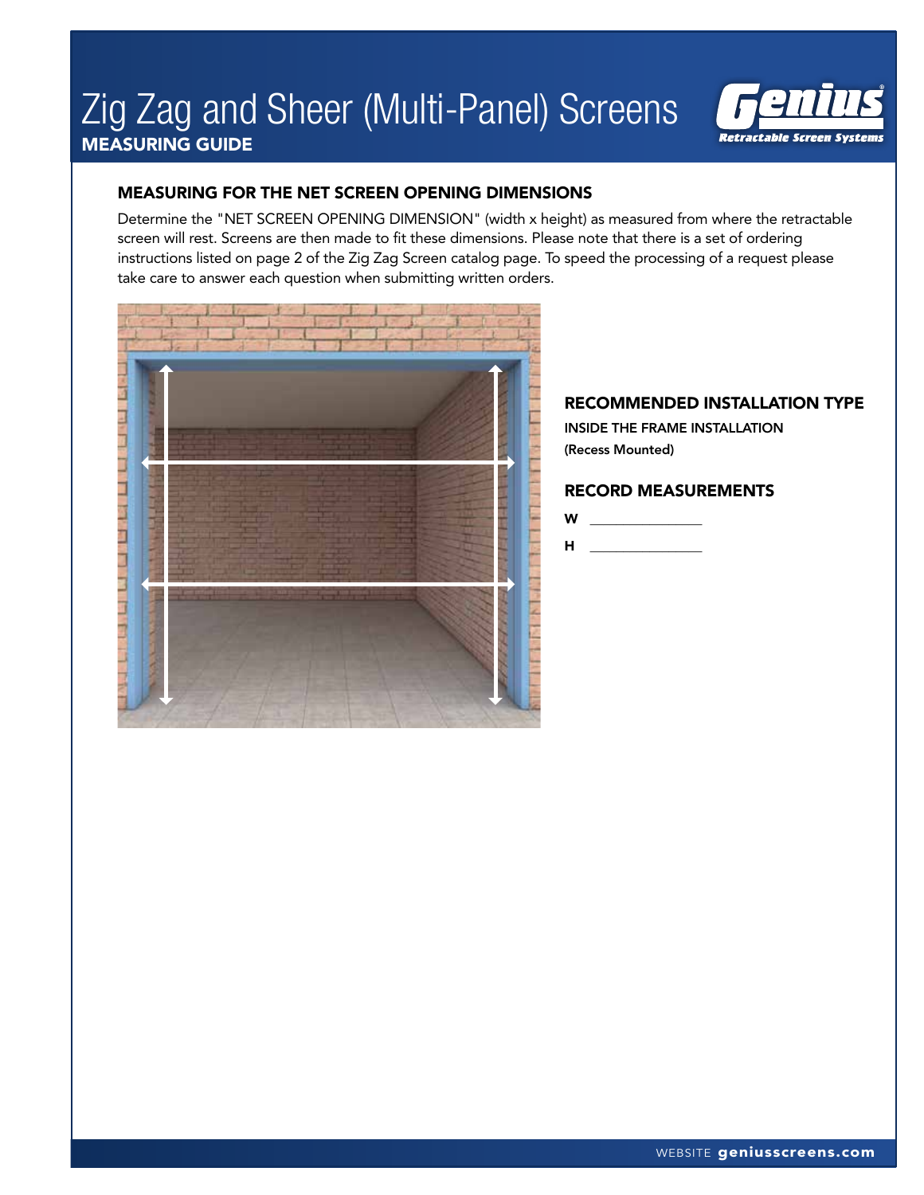# Zig Zag and Sheer (Multi-Panel) Screens

**MEASURING GUIDE**

## MEASURING FOR THE NET SCREEN OPENING DIMENSIONS

Determine the "NET SCREEN OPENING DIMENSION" (width x height) as measured from where the retractable screen will rest. Screens are then made to fit these dimensions. Please note that there is a set of ordering instructions listed on page 2 of the Zig Zag Screen catalog page. To speed the processing of a request please take care to answer each question when submitting written orders.

### RECOMMENDED INSTALLATION TYPE

INSIDE THE FRAME INSTALLATION

(Recess Mounted)

### RECORD MEASUREMENTS

**W** _______________

**H** _______________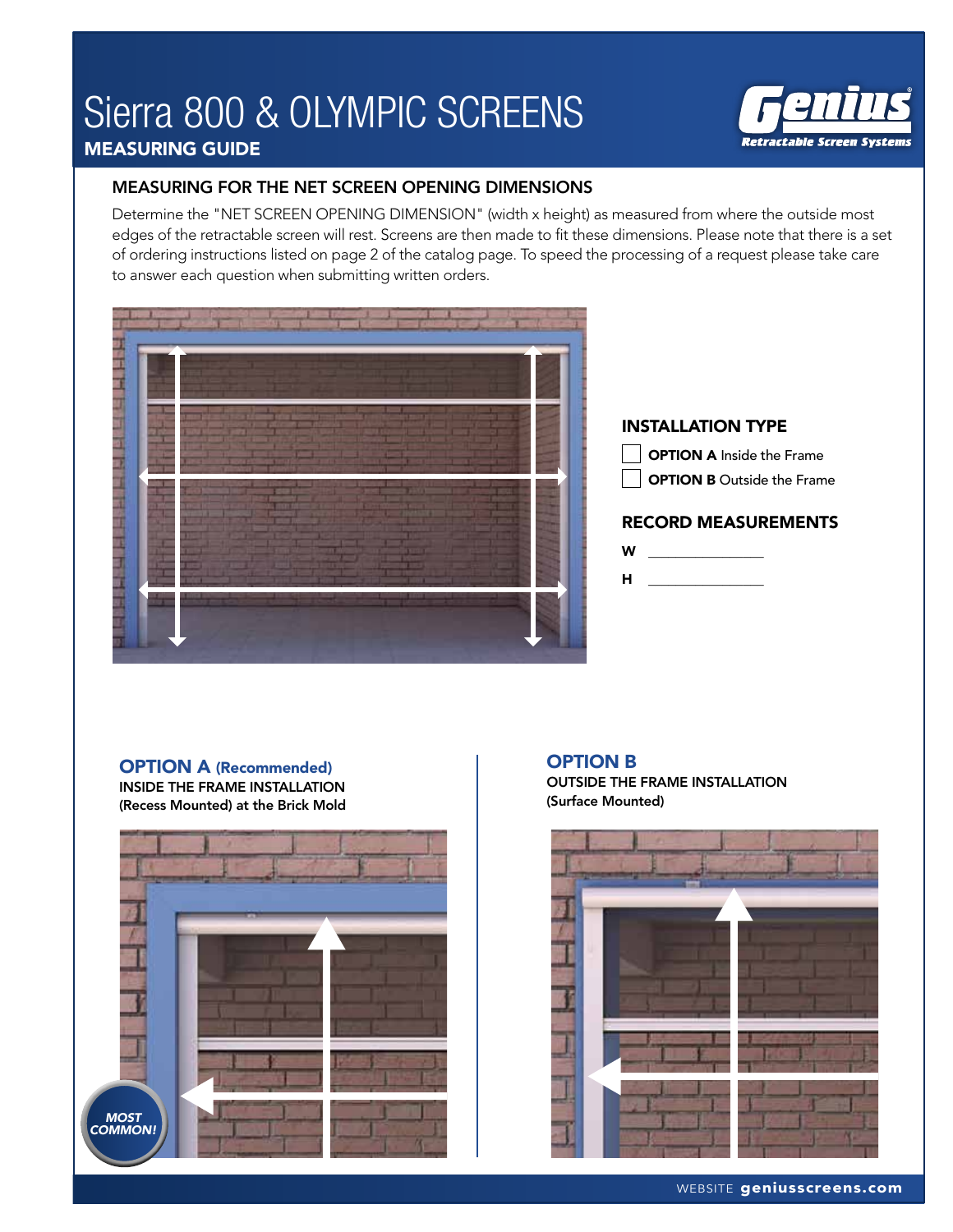# Sierra 800 & OLYMPIC SCREENS

## MEASURING GUIDE

Genius Retractable Screen Systems

### MEASURING FOR THE NET SCREEN OPENING DIMENSIONS

Determine the "NET SCREEN OPENING DIMENSION" (width x height) as measured from where the outside most edges of the retractable screen will rest. Screens are then made to fit these dimensions. Please note that there is a set of ordering instructions listed on page 2 of the catalog page. To speed the processing of a request please take care to answer each question when submitting written orders.

### INSTALLATION TYPE

☐ **OPTION A** Inside the Frame

☐ **OPTION B** Outside the Frame

### RECORD MEASUREMENTS

**W** ______________

**H** ______________

### OPTION A (Recommended)

**INSIDE THE FRAME INSTALLATION**
**(Recess Mounted) at the Brick Mold**

*MOST COMMON!*

### OPTION B

**OUTSIDE THE FRAME INSTALLATION**
**(Surface Mounted)**

WEBSITE **geniusscreens.com**